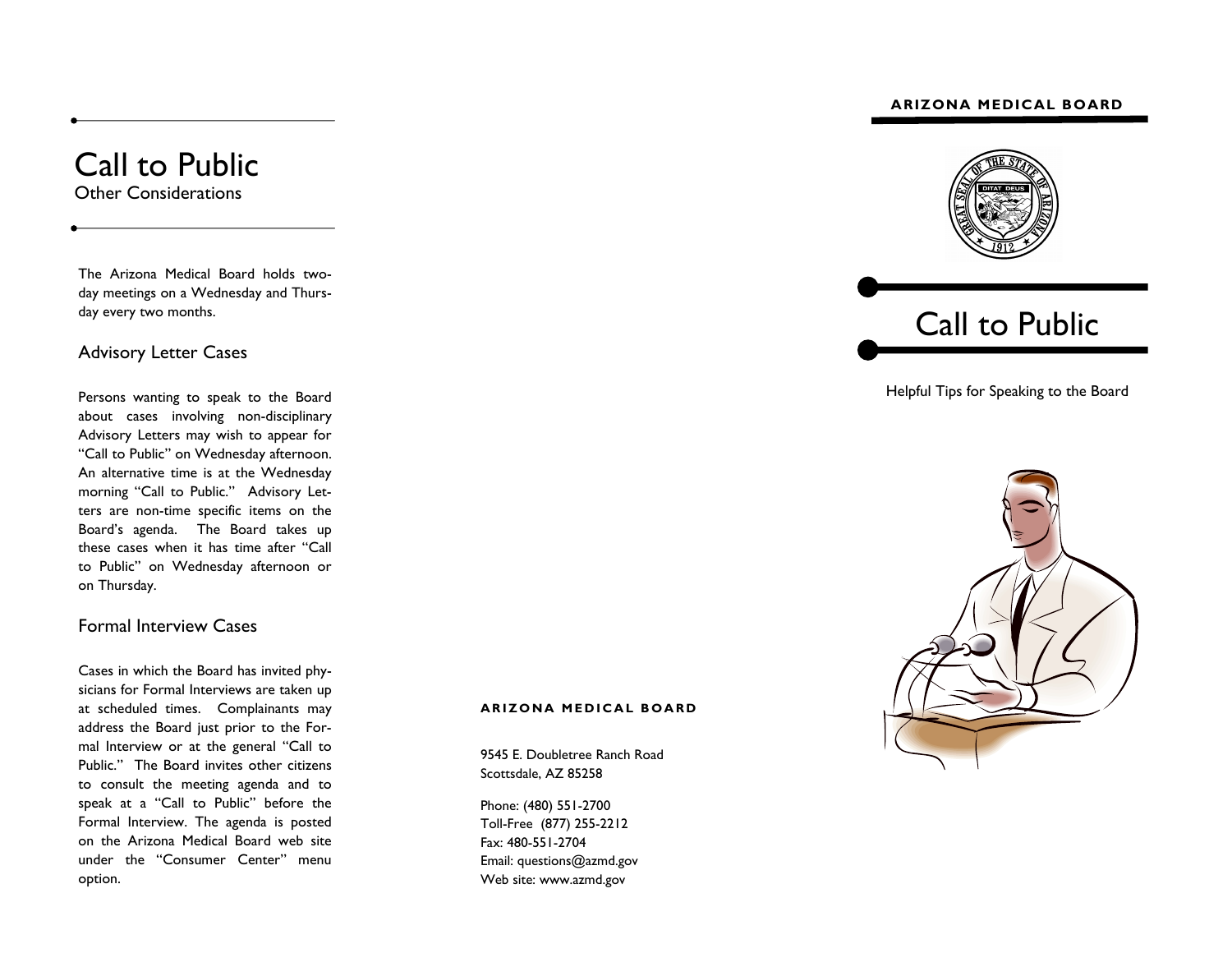# Call to Public

Other Considerations

The Arizona Medical Board holds two-day meetings on a Wednesday and Thursday every two months.

## Advisory Letter Cases

Persons wanting to speak to the Board about cases involving non-disciplinary Advisory Letters may wish to appear for "Call to Public" on Wednesday afternoon. An alternative time is at the Wednesday morning "Call to Public." Advisory Letters are non-time specific items on the Board's agenda. The Board takes up these cases when it has time after "Call to Public" on Wednesday afternoon or on Thursday.

## Formal Interview Cases

Cases in which the Board has invited physicians for Formal Interviews are taken up at scheduled times. Complainants may address the Board just prior to the Formal Interview or at the general "Call to Public." The Board invites other citizens to consult the meeting agenda and to speak at a "Call to Public" before the Formal Interview. The agenda is posted on the Arizona Medical Board web site under the "Consumer Center" menu option.

**ARIZONA MEDICAL BOARD**

9545 E. Doubletree Ranch Road
Scottsdale, AZ 85258

Phone: (480) 551-2700
Toll-Free (877) 255-2212
Fax: 480-551-2704
Email: questions@azmd.gov
Web site: www.azmd.gov

**ARIZONA MEDICAL BOARD**

# Call to Public

Helpful Tips for Speaking to the Board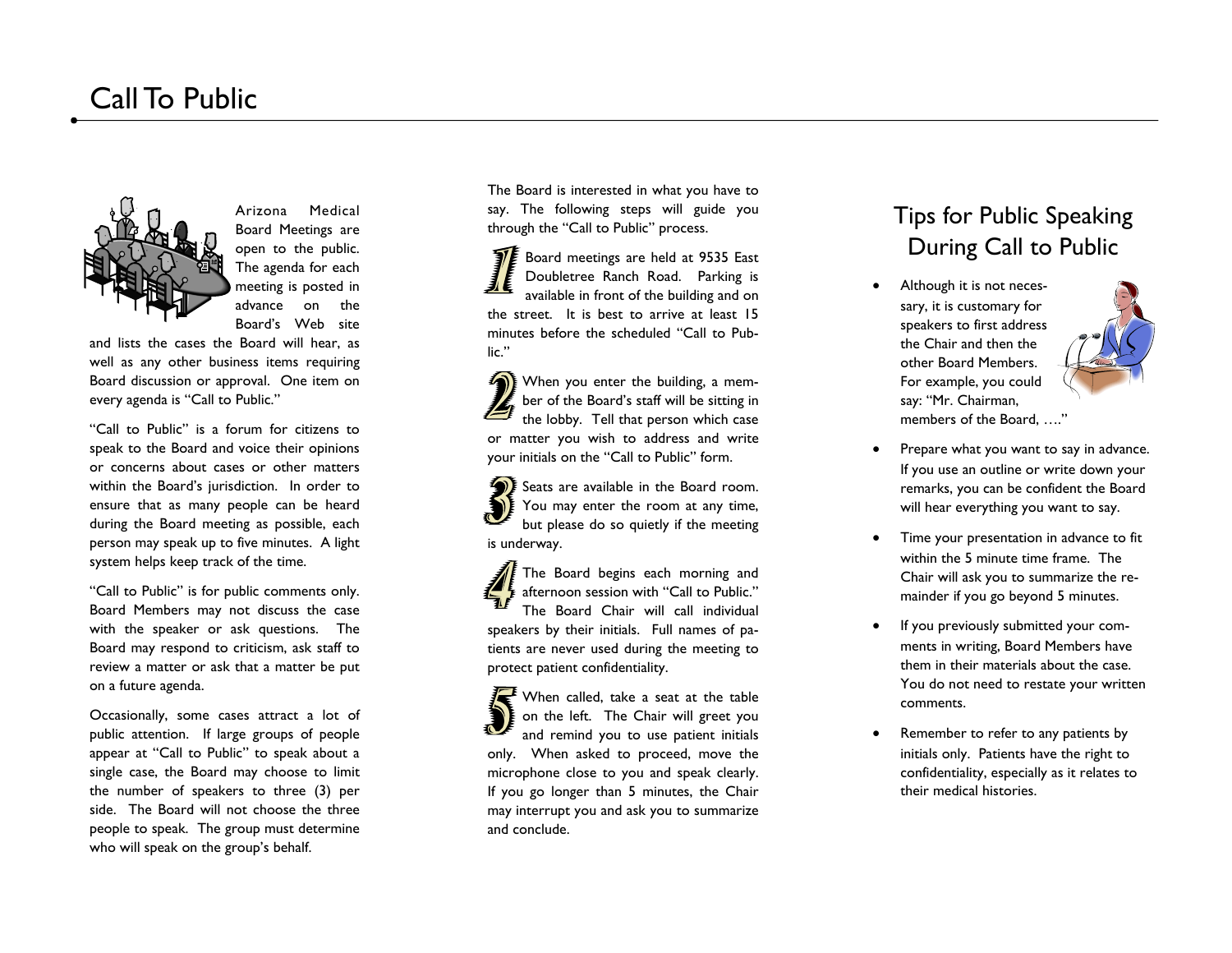# Call To Public

Arizona Medical Board Meetings are open to the public. The agenda for each meeting is posted in advance on the Board's Web site and lists the cases the Board will hear, as well as any other business items requiring Board discussion or approval. One item on every agenda is "Call to Public."

"Call to Public" is a forum for citizens to speak to the Board and voice their opinions or concerns about cases or other matters within the Board's jurisdiction. In order to ensure that as many people can be heard during the Board meeting as possible, each person may speak up to five minutes. A light system helps keep track of the time.

"Call to Public" is for public comments only. Board Members may not discuss the case with the speaker or ask questions. The Board may respond to criticism, ask staff to review a matter or ask that a matter be put on a future agenda.

Occasionally, some cases attract a lot of public attention. If large groups of people appear at "Call to Public" to speak about a single case, the Board may choose to limit the number of speakers to three (3) per side. The Board will not choose the three people to speak. The group must determine who will speak on the group's behalf.

The Board is interested in what you have to say. The following steps will guide you through the "Call to Public" process.

1. Board meetings are held at 9535 East Doubletree Ranch Road. Parking is available in front of the building and on the street. It is best to arrive at least 15 minutes before the scheduled "Call to Public."

2. When you enter the building, a member of the Board's staff will be sitting in the lobby. Tell that person which case or matter you wish to address and write your initials on the "Call to Public" form.

3. Seats are available in the Board room. You may enter the room at any time, but please do so quietly if the meeting is underway.

4. The Board begins each morning and afternoon session with "Call to Public." The Board Chair will call individual speakers by their initials. Full names of patients are never used during the meeting to protect patient confidentiality.

5. When called, take a seat at the table on the left. The Chair will greet you and remind you to use patient initials only. When asked to proceed, move the microphone close to you and speak clearly. If you go longer than 5 minutes, the Chair may interrupt you and ask you to summarize and conclude.

## Tips for Public Speaking During Call to Public

- Although it is not necessary, it is customary for speakers to first address the Chair and then the other Board Members. For example, you could say: "Mr. Chairman, members of the Board, …."
- Prepare what you want to say in advance. If you use an outline or write down your remarks, you can be confident the Board will hear everything you want to say.
- Time your presentation in advance to fit within the 5 minute time frame. The Chair will ask you to summarize the remainder if you go beyond 5 minutes.
- If you previously submitted your comments in writing, Board Members have them in their materials about the case. You do not need to restate your written comments.
- Remember to refer to any patients by initials only. Patients have the right to confidentiality, especially as it relates to their medical histories.